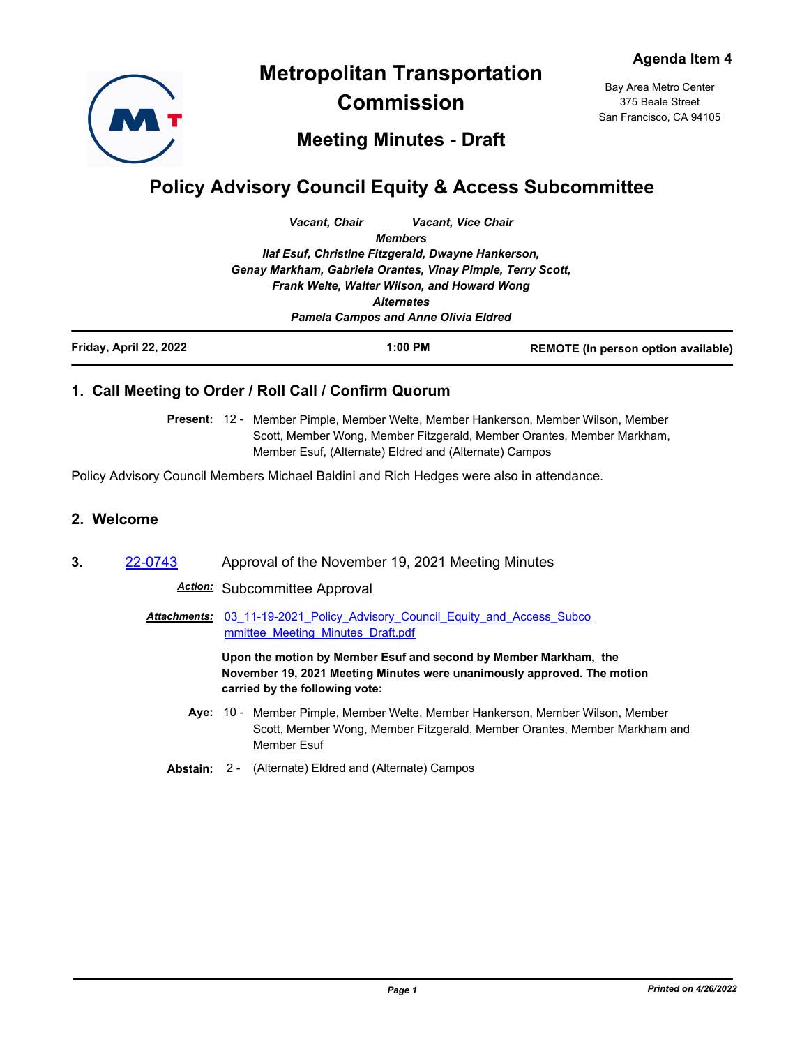Agenda Item 4

# Metropolitan Transportation Commission

Bay Area Metro Center
375 Beale Street
San Francisco, CA 94105

## Meeting Minutes - Draft

# Policy Advisory Council Equity & Access Subcommittee

*Vacant, Chair* *Vacant, Vice Chair*

***Members***

*Ilaf Esuf, Christine Fitzgerald, Dwayne Hankerson, Genay Markham, Gabriela Orantes, Vinay Pimple, Terry Scott, Frank Welte, Walter Wilson, and Howard Wong*

***Alternates***

*Pamela Campos and Anne Olivia Eldred*

**Friday, April 22, 2022** **1:00 PM** **REMOTE (In person option available)**

## 1. Call Meeting to Order / Roll Call / Confirm Quorum

**Present:** 12 - Member Pimple, Member Welte, Member Hankerson, Member Wilson, Member Scott, Member Wong, Member Fitzgerald, Member Orantes, Member Markham, Member Esuf, (Alternate) Eldred and (Alternate) Campos

Policy Advisory Council Members Michael Baldini and Rich Hedges were also in attendance.

## 2. Welcome

**3.** 22-0743 Approval of the November 19, 2021 Meeting Minutes

***Action:*** Subcommittee Approval

***Attachments:*** 03_11-19-2021_Policy_Advisory_Council_Equity_and_Access_Subcommittee_Meeting_Minutes_Draft.pdf

**Upon the motion by Member Esuf and second by Member Markham, the November 19, 2021 Meeting Minutes were unanimously approved. The motion carried by the following vote:**

**Aye:** 10 - Member Pimple, Member Welte, Member Hankerson, Member Wilson, Member Scott, Member Wong, Member Fitzgerald, Member Orantes, Member Markham and Member Esuf

**Abstain:** 2 - (Alternate) Eldred and (Alternate) Campos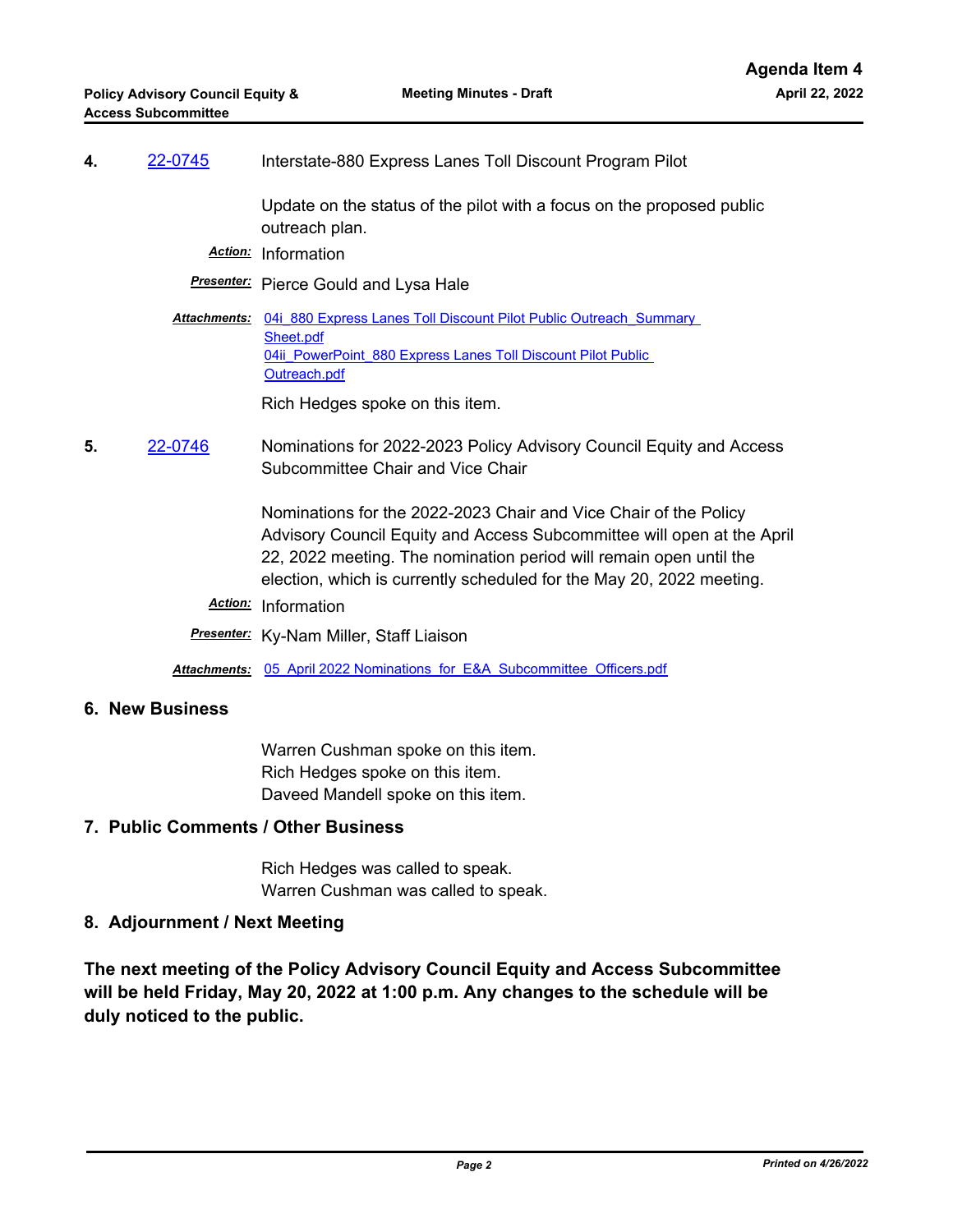**4.** 22-0745 Interstate-880 Express Lanes Toll Discount Program Pilot

Update on the status of the pilot with a focus on the proposed public outreach plan.

***Action:*** Information

***Presenter:*** Pierce Gould and Lysa Hale

***Attachments:*** 04i_880 Express Lanes Toll Discount Pilot Public Outreach_Summary Sheet.pdf
04ii_PowerPoint_880 Express Lanes Toll Discount Pilot Public Outreach.pdf

Rich Hedges spoke on this item.

**5.** 22-0746 Nominations for 2022-2023 Policy Advisory Council Equity and Access Subcommittee Chair and Vice Chair

Nominations for the 2022-2023 Chair and Vice Chair of the Policy Advisory Council Equity and Access Subcommittee will open at the April 22, 2022 meeting. The nomination period will remain open until the election, which is currently scheduled for the May 20, 2022 meeting.

***Action:*** Information

***Presenter:*** Ky-Nam Miller, Staff Liaison

***Attachments:*** 05_April 2022 Nominations_for_E&A_Subcommittee_Officers.pdf

## 6. New Business

Warren Cushman spoke on this item.
Rich Hedges spoke on this item.
Daveed Mandell spoke on this item.

## 7. Public Comments / Other Business

Rich Hedges was called to speak.
Warren Cushman was called to speak.

## 8. Adjournment / Next Meeting

**The next meeting of the Policy Advisory Council Equity and Access Subcommittee will be held Friday, May 20, 2022 at 1:00 p.m. Any changes to the schedule will be duly noticed to the public.**